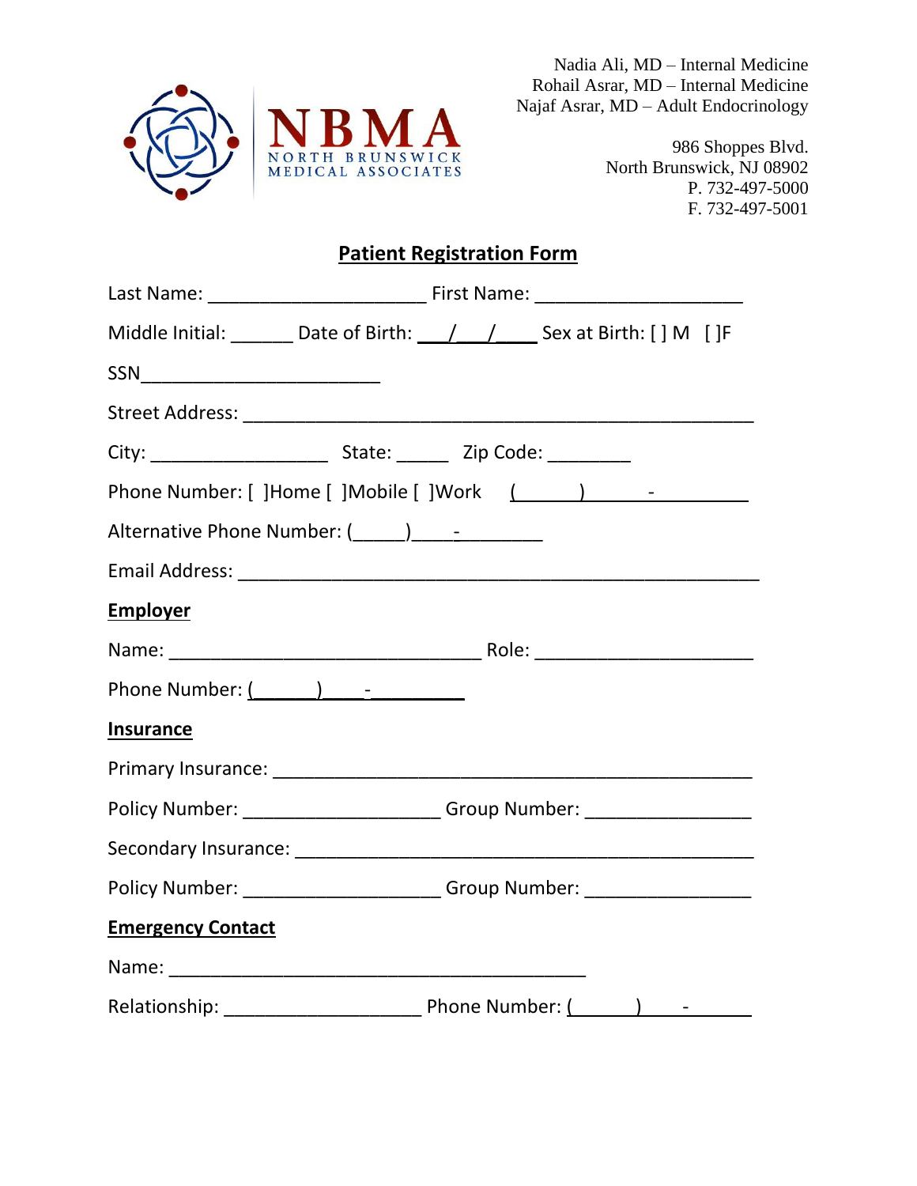NBMA
NORTH BRUNSWICK MEDICAL ASSOCIATES

Nadia Ali, MD – Internal Medicine
Rohail Asrar, MD – Internal Medicine
Najaf Asrar, MD – Adult Endocrinology

986 Shoppes Blvd.
North Brunswick, NJ 08902
P. 732-497-5000
F. 732-497-5001

## Patient Registration Form

Last Name: ____________________ First Name: ___________________

Middle Initial: ______ Date of Birth: ___/___/____ Sex at Birth: [ ] M [ ]F

SSN______________________

Street Address: _______________________________________________

City: ________________ State: _____ Zip Code: ________

Phone Number: [ ]Home [ ]Mobile [ ]Work (______)______-_________

Alternative Phone Number: (_____)_____-________

Email Address: ________________________________________________

**Employer**

Name: ____________________________ Role: ____________________

Phone Number: (______)____-_________

**Insurance**

Primary Insurance: ____________________________________________

Policy Number: __________________ Group Number: _______________

Secondary Insurance: __________________________________________

Policy Number: __________________ Group Number: _______________

**Emergency Contact**

Name: ______________________________________

Relationship: __________________ Phone Number: (______)____-_______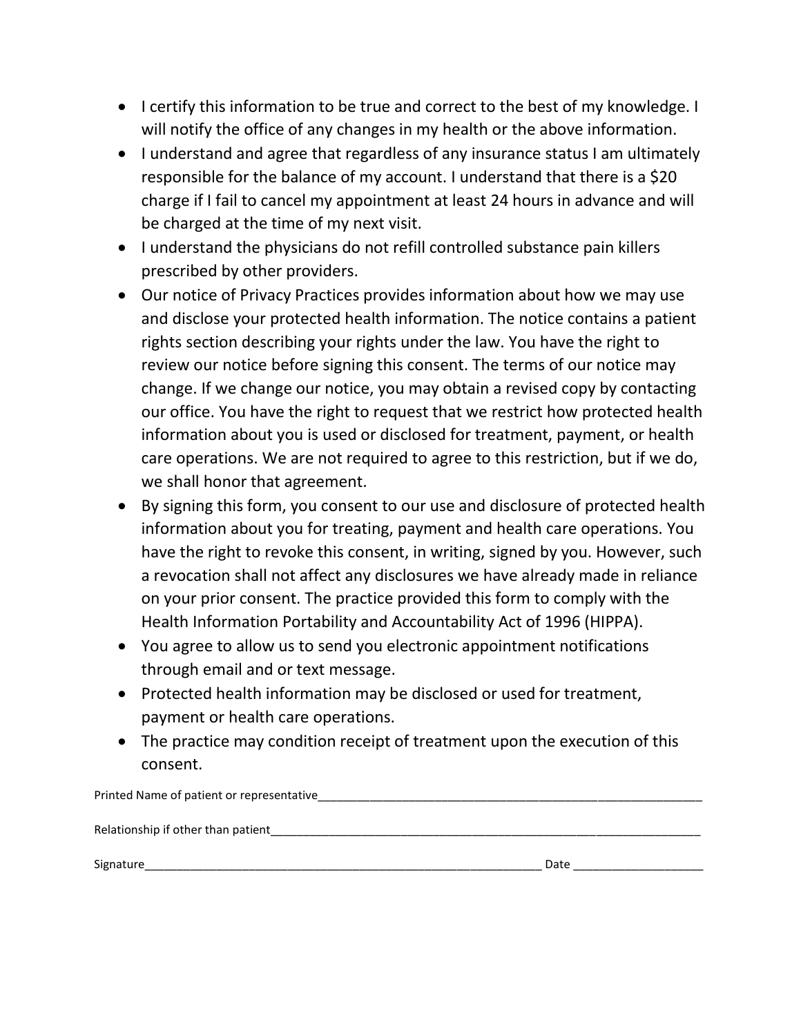- I certify this information to be true and correct to the best of my knowledge. I will notify the office of any changes in my health or the above information.
- I understand and agree that regardless of any insurance status I am ultimately responsible for the balance of my account. I understand that there is a $20 charge if I fail to cancel my appointment at least 24 hours in advance and will be charged at the time of my next visit.
- I understand the physicians do not refill controlled substance pain killers prescribed by other providers.
- Our notice of Privacy Practices provides information about how we may use and disclose your protected health information. The notice contains a patient rights section describing your rights under the law. You have the right to review our notice before signing this consent. The terms of our notice may change. If we change our notice, you may obtain a revised copy by contacting our office. You have the right to request that we restrict how protected health information about you is used or disclosed for treatment, payment, or health care operations. We are not required to agree to this restriction, but if we do, we shall honor that agreement.
- By signing this form, you consent to our use and disclosure of protected health information about you for treating, payment and health care operations. You have the right to revoke this consent, in writing, signed by you. However, such a revocation shall not affect any disclosures we have already made in reliance on your prior consent. The practice provided this form to comply with the Health Information Portability and Accountability Act of 1996 (HIPPA).
- You agree to allow us to send you electronic appointment notifications through email and or text message.
- Protected health information may be disclosed or used for treatment, payment or health care operations.
- The practice may condition receipt of treatment upon the execution of this consent.

Printed Name of patient or representative___________________________________________________________

Relationship if other than patient___________________________________________________________________

Signature______________________________________________________________ Date ____________________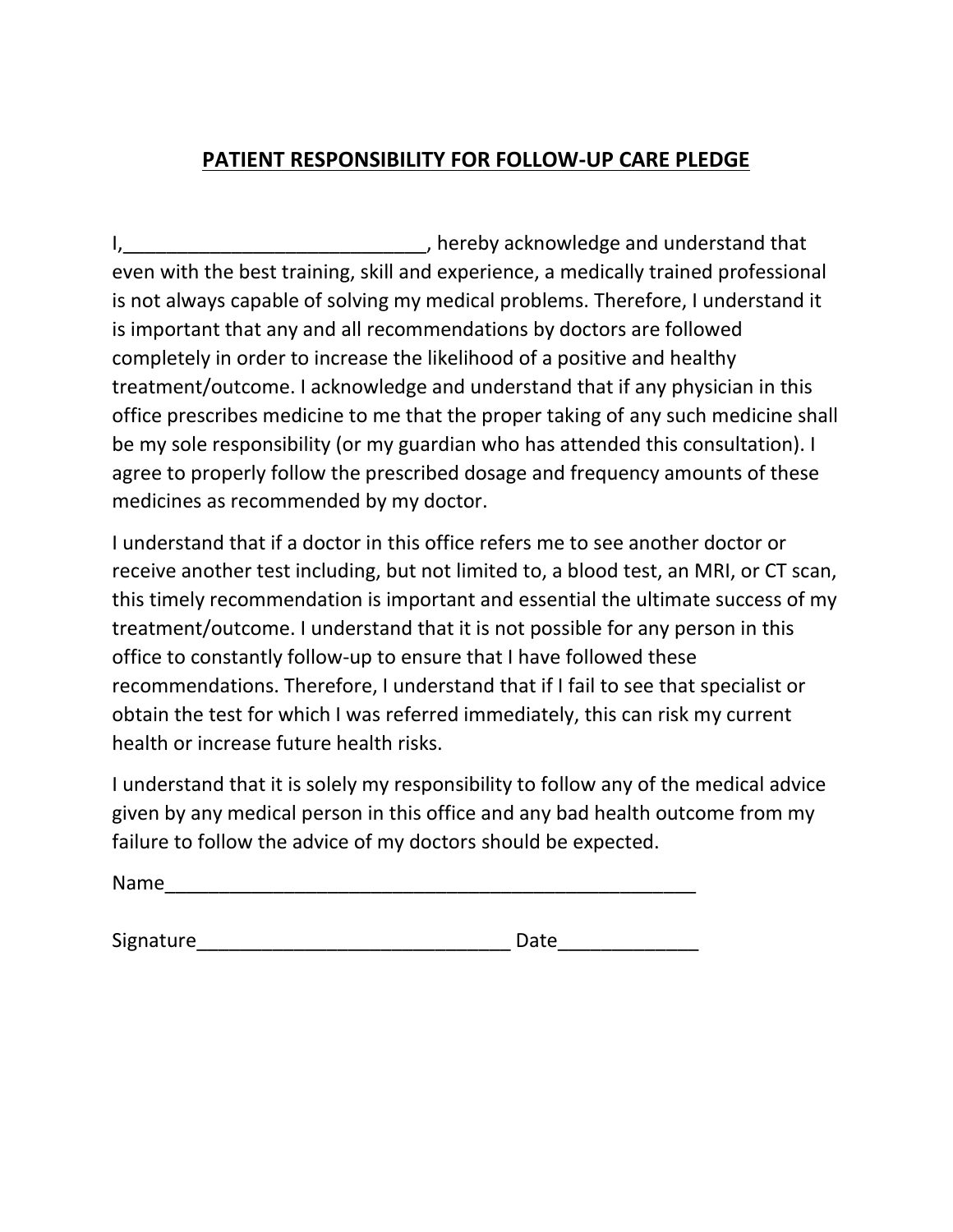# PATIENT RESPONSIBILITY FOR FOLLOW-UP CARE PLEDGE

I,____________________________, hereby acknowledge and understand that even with the best training, skill and experience, a medically trained professional is not always capable of solving my medical problems. Therefore, I understand it is important that any and all recommendations by doctors are followed completely in order to increase the likelihood of a positive and healthy treatment/outcome. I acknowledge and understand that if any physician in this office prescribes medicine to me that the proper taking of any such medicine shall be my sole responsibility (or my guardian who has attended this consultation). I agree to properly follow the prescribed dosage and frequency amounts of these medicines as recommended by my doctor.

I understand that if a doctor in this office refers me to see another doctor or receive another test including, but not limited to, a blood test, an MRI, or CT scan, this timely recommendation is important and essential the ultimate success of my treatment/outcome. I understand that it is not possible for any person in this office to constantly follow-up to ensure that I have followed these recommendations. Therefore, I understand that if I fail to see that specialist or obtain the test for which I was referred immediately, this can risk my current health or increase future health risks.

I understand that it is solely my responsibility to follow any of the medical advice given by any medical person in this office and any bad health outcome from my failure to follow the advice of my doctors should be expected.

Name_____________________________________________________

Signature______________________________ Date_____________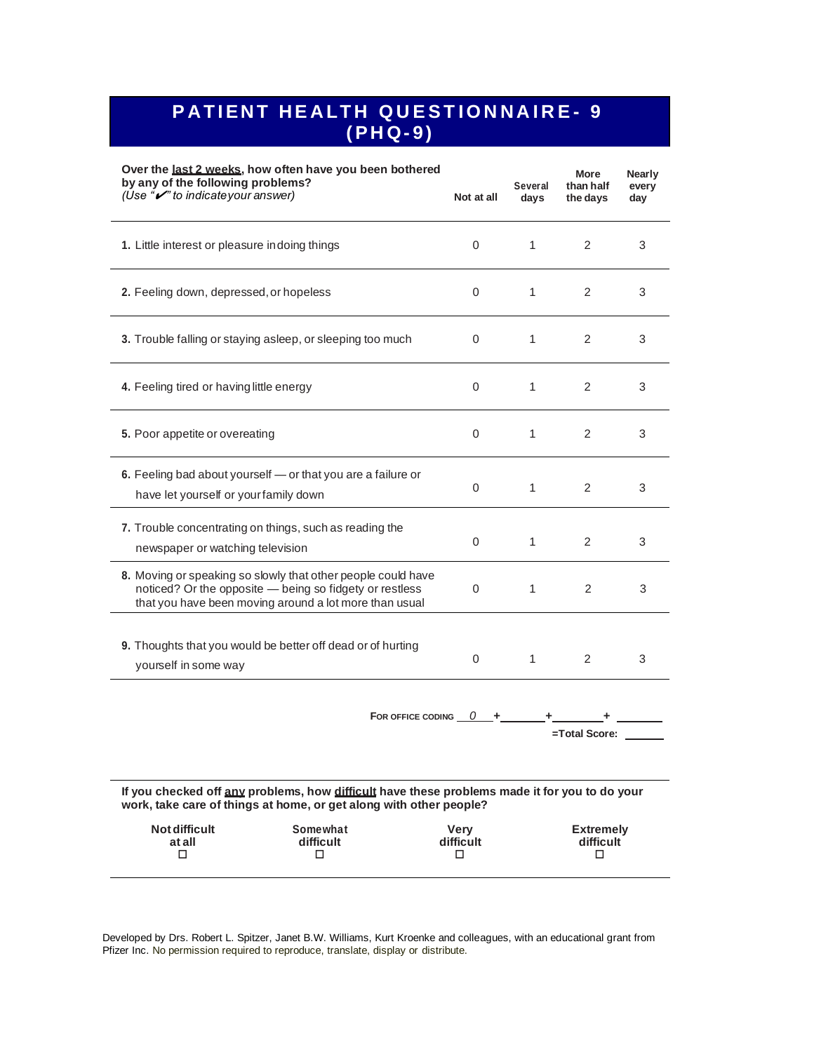# PATIENT HEALTH QUESTIONNAIRE- 9 (PHQ-9)

| **Over the <u>last 2 weeks</u>, how often have you been bothered by any of the following problems?** *(Use "✔" to indicate your answer)* | **Not at all** | **Several days** | **More than half the days** | **Nearly every day** |
|---|---|---|---|---|
| **1.** Little interest or pleasure in doing things | 0 | 1 | 2 | 3 |
| **2.** Feeling down, depressed, or hopeless | 0 | 1 | 2 | 3 |
| **3.** Trouble falling or staying asleep, or sleeping too much | 0 | 1 | 2 | 3 |
| **4.** Feeling tired or having little energy | 0 | 1 | 2 | 3 |
| **5.** Poor appetite or overeating | 0 | 1 | 2 | 3 |
| **6.** Feeling bad about yourself — or that you are a failure or have let yourself or your family down | 0 | 1 | 2 | 3 |
| **7.** Trouble concentrating on things, such as reading the newspaper or watching television | 0 | 1 | 2 | 3 |
| **8.** Moving or speaking so slowly that other people could have noticed? Or the opposite — being so fidgety or restless that you have been moving around a lot more than usual | 0 | 1 | 2 | 3 |
| **9.** Thoughts that you would be better off dead or of hurting yourself in some way | 0 | 1 | 2 | 3 |

FOR OFFICE CODING \_\_0\_\_ + \_\_\_\_\_\_ + \_\_\_\_\_\_ + \_\_\_\_\_\_

=Total Score: \_\_\_\_\_\_

**If you checked off <u>any</u> problems, how <u>difficult</u> have these problems made it for you to do your work, take care of things at home, or get along with other people?**

| Not difficult at all | Somewhat difficult | Very difficult | Extremely difficult |
|---|---|---|---|
| ☐ | ☐ | ☐ | ☐ |

Developed by Drs. Robert L. Spitzer, Janet B.W. Williams, Kurt Kroenke and colleagues, with an educational grant from Pfizer Inc. No permission required to reproduce, translate, display or distribute.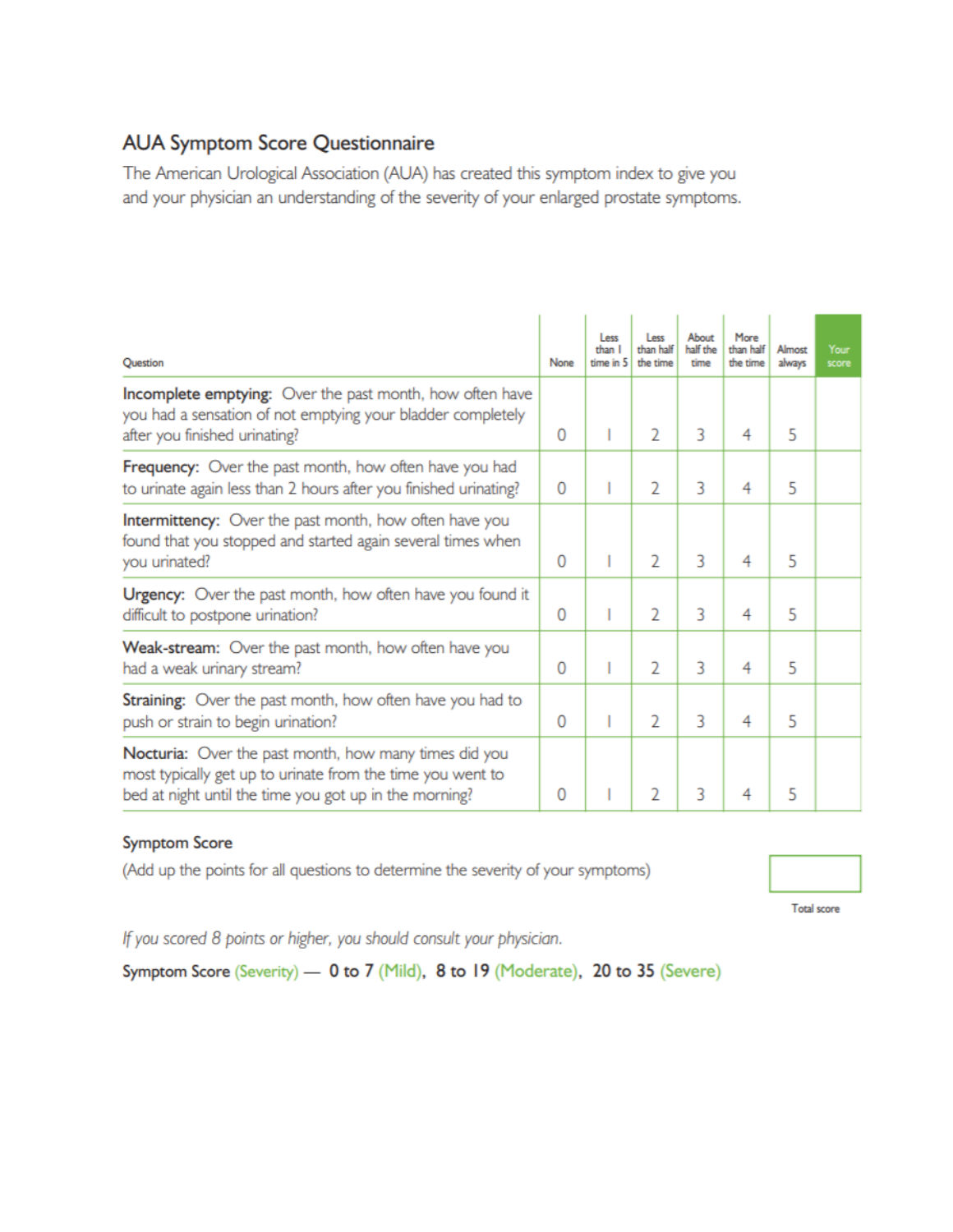## AUA Symptom Score Questionnaire

The American Urological Association (AUA) has created this symptom index to give you and your physician an understanding of the severity of your enlarged prostate symptoms.

| Question | None | Less than 1 time in 5 | Less than half the time | About half the time | More than half the time | Almost always | Your score |
|---|---|---|---|---|---|---|---|
| **Incomplete emptying:** Over the past month, how often have you had a sensation of not emptying your bladder completely after you finished urinating? | 0 | 1 | 2 | 3 | 4 | 5 | |
| **Frequency:** Over the past month, how often have you had to urinate again less than 2 hours after you finished urinating? | 0 | 1 | 2 | 3 | 4 | 5 | |
| **Intermittency:** Over the past month, how often have you found that you stopped and started again several times when you urinated? | 0 | 1 | 2 | 3 | 4 | 5 | |
| **Urgency:** Over the past month, how often have you found it difficult to postpone urination? | 0 | 1 | 2 | 3 | 4 | 5 | |
| **Weak-stream:** Over the past month, how often have you had a weak urinary stream? | 0 | 1 | 2 | 3 | 4 | 5 | |
| **Straining:** Over the past month, how often have you had to push or strain to begin urination? | 0 | 1 | 2 | 3 | 4 | 5 | |
| **Nocturia:** Over the past month, how many times did you most typically get up to urinate from the time you went to bed at night until the time you got up in the morning? | 0 | 1 | 2 | 3 | 4 | 5 | |

### Symptom Score

(Add up the points for all questions to determine the severity of your symptoms)

Total score: ______

*If you scored 8 points or higher, you should consult your physician.*

**Symptom Score** (Severity) — **0 to 7** (Mild), **8 to 19** (Moderate), **20 to 35** (Severe)